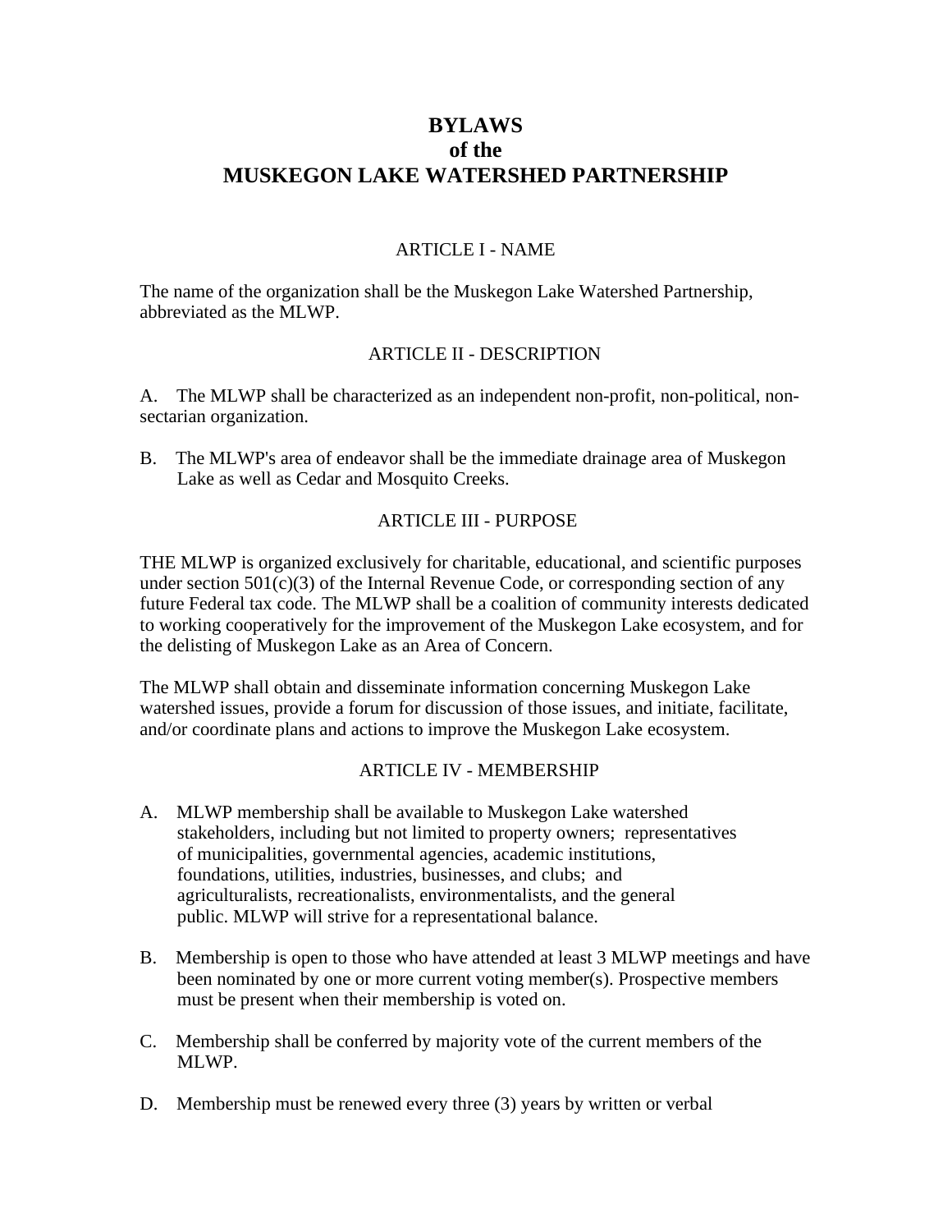# BYLAWS
# of the
# MUSKEGON LAKE WATERSHED PARTNERSHIP

## ARTICLE I - NAME

The name of the organization shall be the Muskegon Lake Watershed Partnership, abbreviated as the MLWP.

## ARTICLE II - DESCRIPTION

A. The MLWP shall be characterized as an independent non-profit, non-political, non-sectarian organization.

B. The MLWP's area of endeavor shall be the immediate drainage area of Muskegon Lake as well as Cedar and Mosquito Creeks.

## ARTICLE III - PURPOSE

THE MLWP is organized exclusively for charitable, educational, and scientific purposes under section 501(c)(3) of the Internal Revenue Code, or corresponding section of any future Federal tax code. The MLWP shall be a coalition of community interests dedicated to working cooperatively for the improvement of the Muskegon Lake ecosystem, and for the delisting of Muskegon Lake as an Area of Concern.

The MLWP shall obtain and disseminate information concerning Muskegon Lake watershed issues, provide a forum for discussion of those issues, and initiate, facilitate, and/or coordinate plans and actions to improve the Muskegon Lake ecosystem.

## ARTICLE IV - MEMBERSHIP

A. MLWP membership shall be available to Muskegon Lake watershed stakeholders, including but not limited to property owners; representatives of municipalities, governmental agencies, academic institutions, foundations, utilities, industries, businesses, and clubs; and agriculturalists, recreationalists, environmentalists, and the general public. MLWP will strive for a representational balance.

B. Membership is open to those who have attended at least 3 MLWP meetings and have been nominated by one or more current voting member(s). Prospective members must be present when their membership is voted on.

C. Membership shall be conferred by majority vote of the current members of the MLWP.

D. Membership must be renewed every three (3) years by written or verbal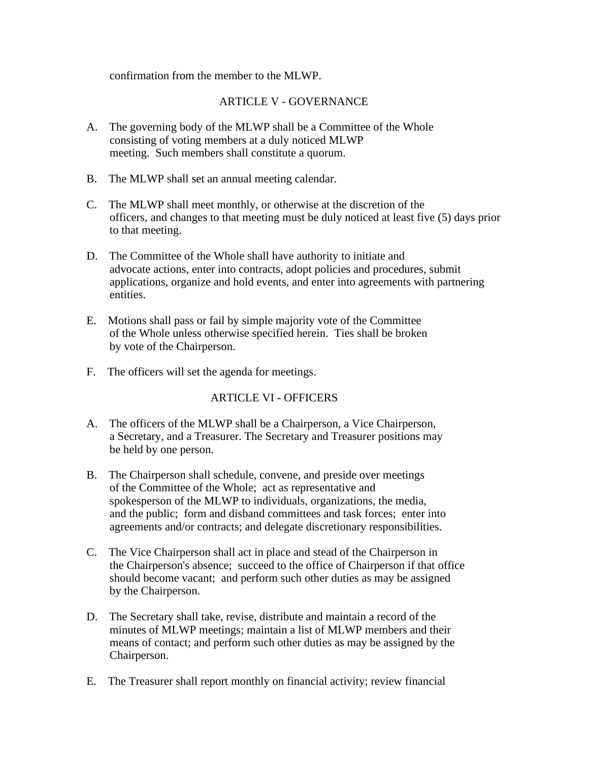confirmation from the member to the MLWP.

## ARTICLE V - GOVERNANCE

A. The governing body of the MLWP shall be a Committee of the Whole consisting of voting members at a duly noticed MLWP meeting. Such members shall constitute a quorum.

B. The MLWP shall set an annual meeting calendar.

C. The MLWP shall meet monthly, or otherwise at the discretion of the officers, and changes to that meeting must be duly noticed at least five (5) days prior to that meeting.

D. The Committee of the Whole shall have authority to initiate and advocate actions, enter into contracts, adopt policies and procedures, submit applications, organize and hold events, and enter into agreements with partnering entities.

E. Motions shall pass or fail by simple majority vote of the Committee of the Whole unless otherwise specified herein. Ties shall be broken by vote of the Chairperson.

F. The officers will set the agenda for meetings.

## ARTICLE VI - OFFICERS

A. The officers of the MLWP shall be a Chairperson, a Vice Chairperson, a Secretary, and a Treasurer. The Secretary and Treasurer positions may be held by one person.

B. The Chairperson shall schedule, convene, and preside over meetings of the Committee of the Whole; act as representative and spokesperson of the MLWP to individuals, organizations, the media, and the public; form and disband committees and task forces; enter into agreements and/or contracts; and delegate discretionary responsibilities.

C. The Vice Chairperson shall act in place and stead of the Chairperson in the Chairperson's absence; succeed to the office of Chairperson if that office should become vacant; and perform such other duties as may be assigned by the Chairperson.

D. The Secretary shall take, revise, distribute and maintain a record of the minutes of MLWP meetings; maintain a list of MLWP members and their means of contact; and perform such other duties as may be assigned by the Chairperson.

E. The Treasurer shall report monthly on financial activity; review financial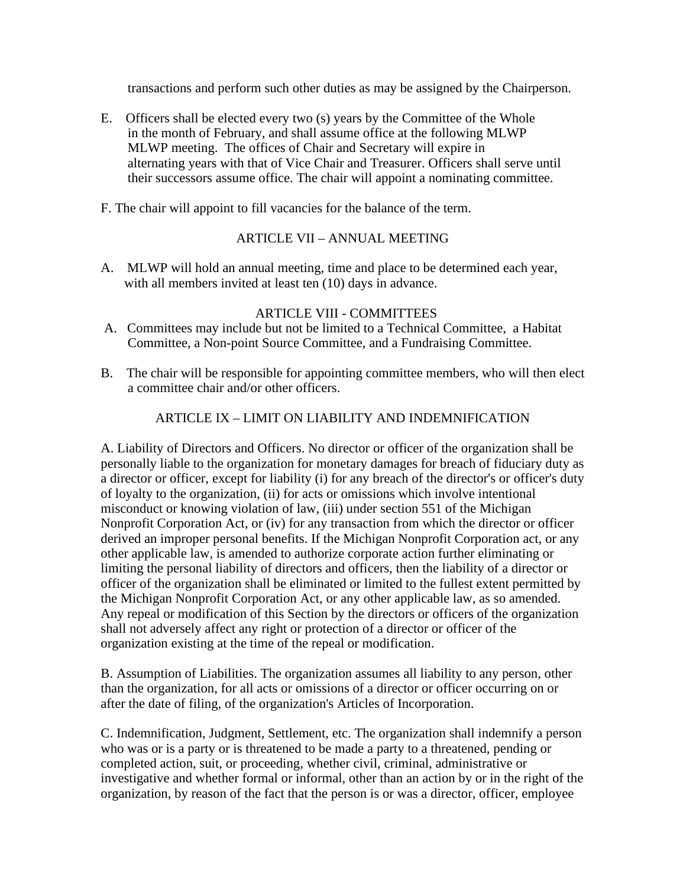transactions and perform such other duties as may be assigned by the Chairperson.

E. Officers shall be elected every two (s) years by the Committee of the Whole in the month of February, and shall assume office at the following MLWP MLWP meeting. The offices of Chair and Secretary will expire in alternating years with that of Vice Chair and Treasurer. Officers shall serve until their successors assume office. The chair will appoint a nominating committee.

F. The chair will appoint to fill vacancies for the balance of the term.

## ARTICLE VII – ANNUAL MEETING

A. MLWP will hold an annual meeting, time and place to be determined each year, with all members invited at least ten (10) days in advance.

## ARTICLE VIII - COMMITTEES

A. Committees may include but not be limited to a Technical Committee, a Habitat Committee, a Non-point Source Committee, and a Fundraising Committee.

B. The chair will be responsible for appointing committee members, who will then elect a committee chair and/or other officers.

## ARTICLE IX – LIMIT ON LIABILITY AND INDEMNIFICATION

A. Liability of Directors and Officers. No director or officer of the organization shall be personally liable to the organization for monetary damages for breach of fiduciary duty as a director or officer, except for liability (i) for any breach of the director's or officer's duty of loyalty to the organization, (ii) for acts or omissions which involve intentional misconduct or knowing violation of law, (iii) under section 551 of the Michigan Nonprofit Corporation Act, or (iv) for any transaction from which the director or officer derived an improper personal benefits. If the Michigan Nonprofit Corporation act, or any other applicable law, is amended to authorize corporate action further eliminating or limiting the personal liability of directors and officers, then the liability of a director or officer of the organization shall be eliminated or limited to the fullest extent permitted by the Michigan Nonprofit Corporation Act, or any other applicable law, as so amended. Any repeal or modification of this Section by the directors or officers of the organization shall not adversely affect any right or protection of a director or officer of the organization existing at the time of the repeal or modification.

B. Assumption of Liabilities. The organization assumes all liability to any person, other than the organization, for all acts or omissions of a director or officer occurring on or after the date of filing, of the organization's Articles of Incorporation.

C. Indemnification, Judgment, Settlement, etc. The organization shall indemnify a person who was or is a party or is threatened to be made a party to a threatened, pending or completed action, suit, or proceeding, whether civil, criminal, administrative or investigative and whether formal or informal, other than an action by or in the right of the organization, by reason of the fact that the person is or was a director, officer, employee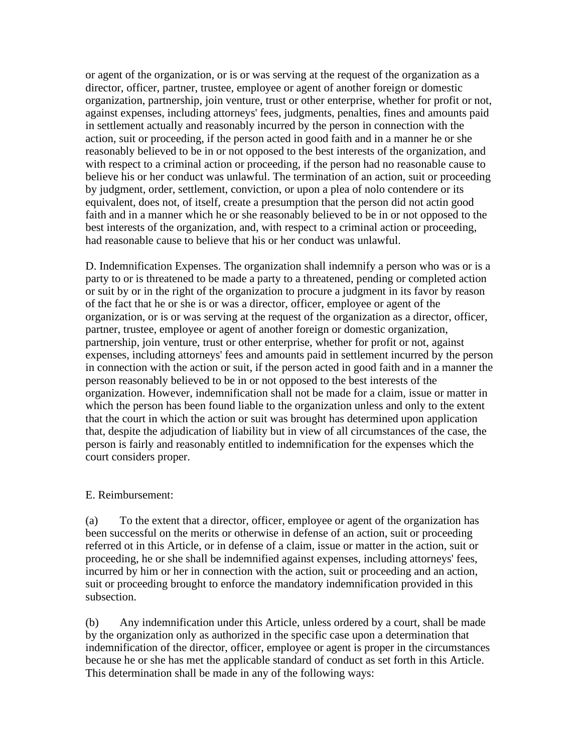or agent of the organization, or is or was serving at the request of the organization as a director, officer, partner, trustee, employee or agent of another foreign or domestic organization, partnership, join venture, trust or other enterprise, whether for profit or not, against expenses, including attorneys' fees, judgments, penalties, fines and amounts paid in settlement actually and reasonably incurred by the person in connection with the action, suit or proceeding, if the person acted in good faith and in a manner he or she reasonably believed to be in or not opposed to the best interests of the organization, and with respect to a criminal action or proceeding, if the person had no reasonable cause to believe his or her conduct was unlawful. The termination of an action, suit or proceeding by judgment, order, settlement, conviction, or upon a plea of nolo contendere or its equivalent, does not, of itself, create a presumption that the person did not actin good faith and in a manner which he or she reasonably believed to be in or not opposed to the best interests of the organization, and, with respect to a criminal action or proceeding, had reasonable cause to believe that his or her conduct was unlawful.

D. Indemnification Expenses. The organization shall indemnify a person who was or is a party to or is threatened to be made a party to a threatened, pending or completed action or suit by or in the right of the organization to procure a judgment in its favor by reason of the fact that he or she is or was a director, officer, employee or agent of the organization, or is or was serving at the request of the organization as a director, officer, partner, trustee, employee or agent of another foreign or domestic organization, partnership, join venture, trust or other enterprise, whether for profit or not, against expenses, including attorneys' fees and amounts paid in settlement incurred by the person in connection with the action or suit, if the person acted in good faith and in a manner the person reasonably believed to be in or not opposed to the best interests of the organization. However, indemnification shall not be made for a claim, issue or matter in which the person has been found liable to the organization unless and only to the extent that the court in which the action or suit was brought has determined upon application that, despite the adjudication of liability but in view of all circumstances of the case, the person is fairly and reasonably entitled to indemnification for the expenses which the court considers proper.

E. Reimbursement:

(a) To the extent that a director, officer, employee or agent of the organization has been successful on the merits or otherwise in defense of an action, suit or proceeding referred ot in this Article, or in defense of a claim, issue or matter in the action, suit or proceeding, he or she shall be indemnified against expenses, including attorneys' fees, incurred by him or her in connection with the action, suit or proceeding and an action, suit or proceeding brought to enforce the mandatory indemnification provided in this subsection.

(b) Any indemnification under this Article, unless ordered by a court, shall be made by the organization only as authorized in the specific case upon a determination that indemnification of the director, officer, employee or agent is proper in the circumstances because he or she has met the applicable standard of conduct as set forth in this Article. This determination shall be made in any of the following ways: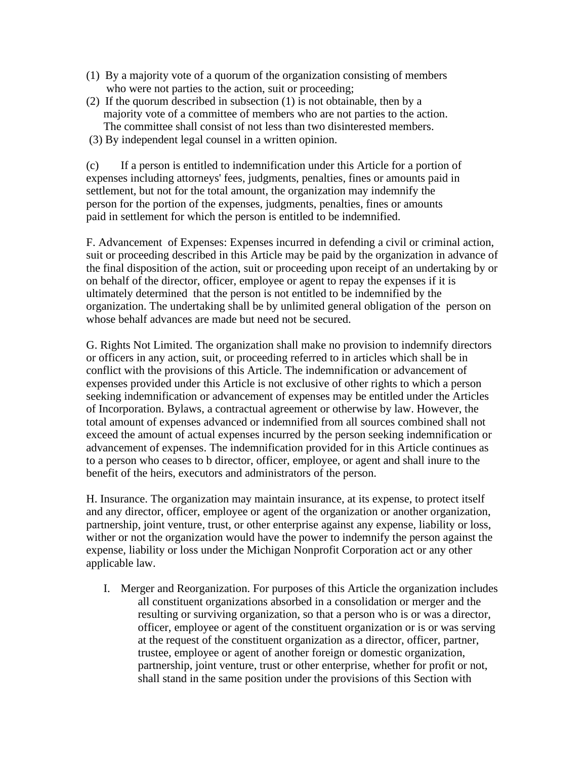(1) By a majority vote of a quorum of the organization consisting of members who were not parties to the action, suit or proceeding;
(2) If the quorum described in subsection (1) is not obtainable, then by a majority vote of a committee of members who are not parties to the action. The committee shall consist of not less than two disinterested members.
(3) By independent legal counsel in a written opinion.

(c) If a person is entitled to indemnification under this Article for a portion of expenses including attorneys' fees, judgments, penalties, fines or amounts paid in settlement, but not for the total amount, the organization may indemnify the person for the portion of the expenses, judgments, penalties, fines or amounts paid in settlement for which the person is entitled to be indemnified.

F. Advancement of Expenses: Expenses incurred in defending a civil or criminal action, suit or proceeding described in this Article may be paid by the organization in advance of the final disposition of the action, suit or proceeding upon receipt of an undertaking by or on behalf of the director, officer, employee or agent to repay the expenses if it is ultimately determined that the person is not entitled to be indemnified by the organization. The undertaking shall be by unlimited general obligation of the person on whose behalf advances are made but need not be secured.

G. Rights Not Limited. The organization shall make no provision to indemnify directors or officers in any action, suit, or proceeding referred to in articles which shall be in conflict with the provisions of this Article. The indemnification or advancement of expenses provided under this Article is not exclusive of other rights to which a person seeking indemnification or advancement of expenses may be entitled under the Articles of Incorporation. Bylaws, a contractual agreement or otherwise by law. However, the total amount of expenses advanced or indemnified from all sources combined shall not exceed the amount of actual expenses incurred by the person seeking indemnification or advancement of expenses. The indemnification provided for in this Article continues as to a person who ceases to b director, officer, employee, or agent and shall inure to the benefit of the heirs, executors and administrators of the person.

H. Insurance. The organization may maintain insurance, at its expense, to protect itself and any director, officer, employee or agent of the organization or another organization, partnership, joint venture, trust, or other enterprise against any expense, liability or loss, wither or not the organization would have the power to indemnify the person against the expense, liability or loss under the Michigan Nonprofit Corporation act or any other applicable law.

I. Merger and Reorganization. For purposes of this Article the organization includes all constituent organizations absorbed in a consolidation or merger and the resulting or surviving organization, so that a person who is or was a director, officer, employee or agent of the constituent organization or is or was serving at the request of the constituent organization as a director, officer, partner, trustee, employee or agent of another foreign or domestic organization, partnership, joint venture, trust or other enterprise, whether for profit or not, shall stand in the same position under the provisions of this Section with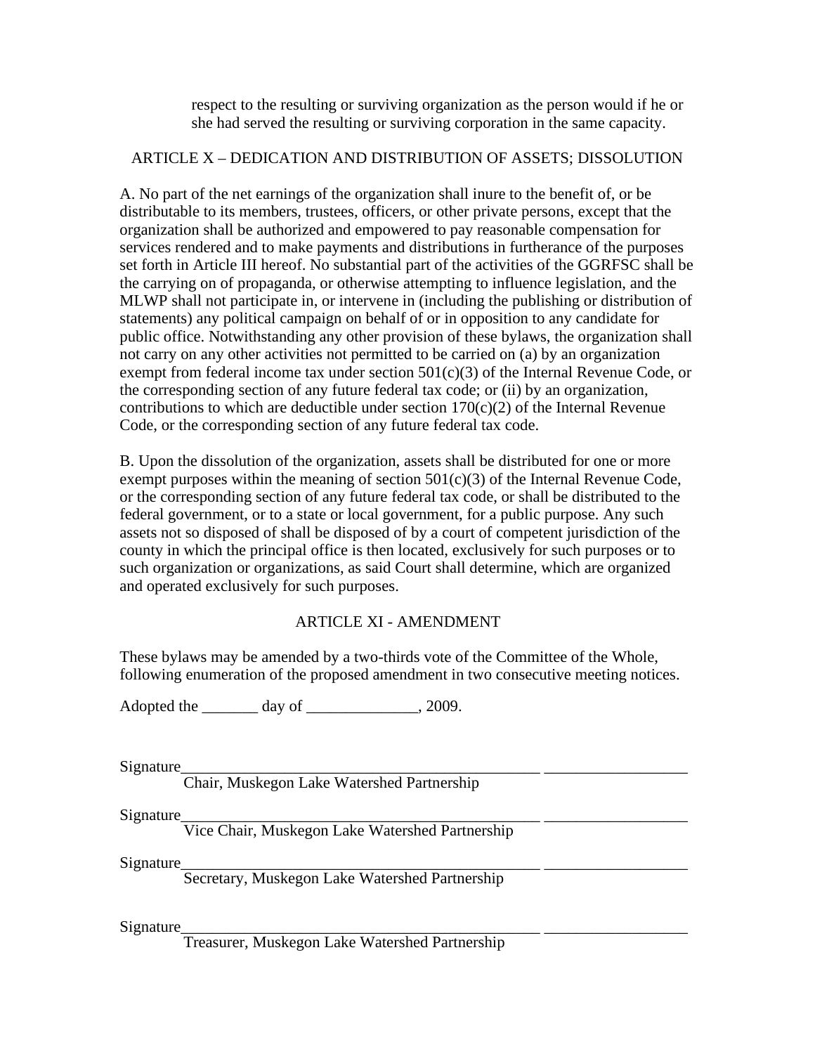respect to the resulting or surviving organization as the person would if he or she had served the resulting or surviving corporation in the same capacity.

## ARTICLE X – DEDICATION AND DISTRIBUTION OF ASSETS; DISSOLUTION

A. No part of the net earnings of the organization shall inure to the benefit of, or be distributable to its members, trustees, officers, or other private persons, except that the organization shall be authorized and empowered to pay reasonable compensation for services rendered and to make payments and distributions in furtherance of the purposes set forth in Article III hereof. No substantial part of the activities of the GGRFSC shall be the carrying on of propaganda, or otherwise attempting to influence legislation, and the MLWP shall not participate in, or intervene in (including the publishing or distribution of statements) any political campaign on behalf of or in opposition to any candidate for public office. Notwithstanding any other provision of these bylaws, the organization shall not carry on any other activities not permitted to be carried on (a) by an organization exempt from federal income tax under section 501(c)(3) of the Internal Revenue Code, or the corresponding section of any future federal tax code; or (ii) by an organization, contributions to which are deductible under section 170(c)(2) of the Internal Revenue Code, or the corresponding section of any future federal tax code.

B. Upon the dissolution of the organization, assets shall be distributed for one or more exempt purposes within the meaning of section 501(c)(3) of the Internal Revenue Code, or the corresponding section of any future federal tax code, or shall be distributed to the federal government, or to a state or local government, for a public purpose. Any such assets not so disposed of shall be disposed of by a court of competent jurisdiction of the county in which the principal office is then located, exclusively for such purposes or to such organization or organizations, as said Court shall determine, which are organized and operated exclusively for such purposes.

## ARTICLE XI - AMENDMENT

These bylaws may be amended by a two-thirds vote of the Committee of the Whole, following enumeration of the proposed amendment in two consecutive meeting notices.

Adopted the _______ day of ______________, 2009.

Signature_______________________________________________ __________________
Chair, Muskegon Lake Watershed Partnership

Signature_______________________________________________ __________________
Vice Chair, Muskegon Lake Watershed Partnership

Signature_______________________________________________ __________________
Secretary, Muskegon Lake Watershed Partnership

Signature_______________________________________________ __________________
Treasurer, Muskegon Lake Watershed Partnership